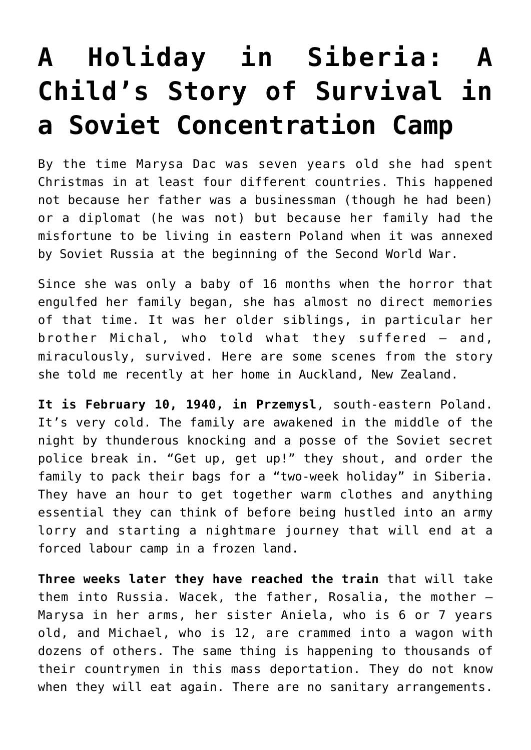# A Holiday in Siberia: A Child's Story of Survival in a Soviet Concentration Camp

By the time Marysa Dac was seven years old she had spent Christmas in at least four different countries. This happened not because her father was a businessman (though he had been) or a diplomat (he was not) but because her family had the misfortune to be living in eastern Poland when it was annexed by Soviet Russia at the beginning of the Second World War.

Since she was only a baby of 16 months when the horror that engulfed her family began, she has almost no direct memories of that time. It was her older siblings, in particular her brother Michal, who told what they suffered – and, miraculously, survived. Here are some scenes from the story she told me recently at her home in Auckland, New Zealand.

**It is February 10, 1940, in Przemysl**, south-eastern Poland. It's very cold. The family are awakened in the middle of the night by thunderous knocking and a posse of the Soviet secret police break in. "Get up, get up!" they shout, and order the family to pack their bags for a "two-week holiday" in Siberia. They have an hour to get together warm clothes and anything essential they can think of before being hustled into an army lorry and starting a nightmare journey that will end at a forced labour camp in a frozen land.

**Three weeks later they have reached the train** that will take them into Russia. Wacek, the father, Rosalia, the mother – Marysa in her arms, her sister Aniela, who is 6 or 7 years old, and Michael, who is 12, are crammed into a wagon with dozens of others. The same thing is happening to thousands of their countrymen in this mass deportation. They do not know when they will eat again. There are no sanitary arrangements.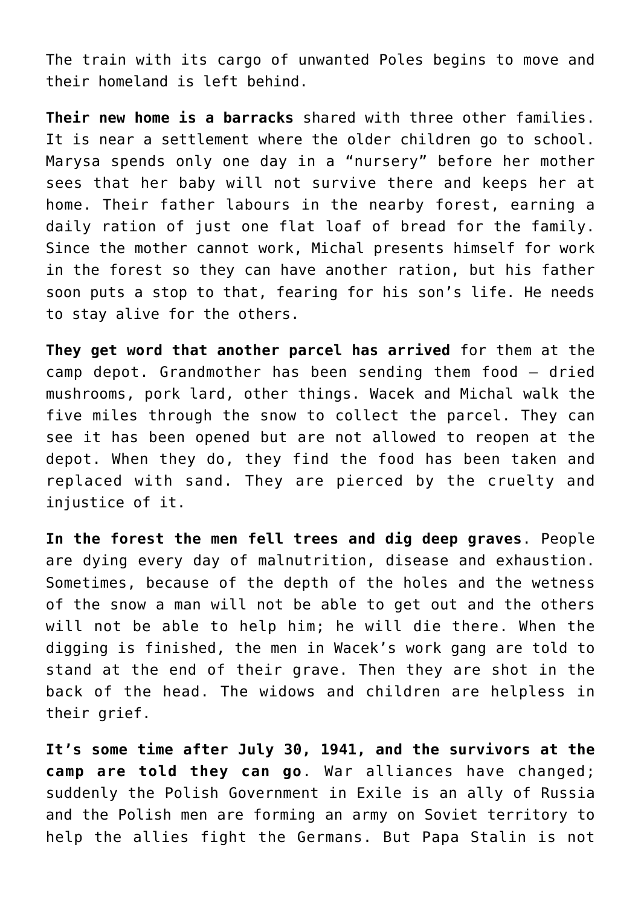The train with its cargo of unwanted Poles begins to move and their homeland is left behind.

**Their new home is a barracks** shared with three other families. It is near a settlement where the older children go to school. Marysa spends only one day in a “nursery” before her mother sees that her baby will not survive there and keeps her at home. Their father labours in the nearby forest, earning a daily ration of just one flat loaf of bread for the family. Since the mother cannot work, Michal presents himself for work in the forest so they can have another ration, but his father soon puts a stop to that, fearing for his son’s life. He needs to stay alive for the others.

**They get word that another parcel has arrived** for them at the camp depot. Grandmother has been sending them food – dried mushrooms, pork lard, other things. Wacek and Michal walk the five miles through the snow to collect the parcel. They can see it has been opened but are not allowed to reopen at the depot. When they do, they find the food has been taken and replaced with sand. They are pierced by the cruelty and injustice of it.

**In the forest the men fell trees and dig deep graves**. People are dying every day of malnutrition, disease and exhaustion. Sometimes, because of the depth of the holes and the wetness of the snow a man will not be able to get out and the others will not be able to help him; he will die there. When the digging is finished, the men in Wacek’s work gang are told to stand at the end of their grave. Then they are shot in the back of the head. The widows and children are helpless in their grief.

**It’s some time after July 30, 1941, and the survivors at the camp are told they can go**. War alliances have changed; suddenly the Polish Government in Exile is an ally of Russia and the Polish men are forming an army on Soviet territory to help the allies fight the Germans. But Papa Stalin is not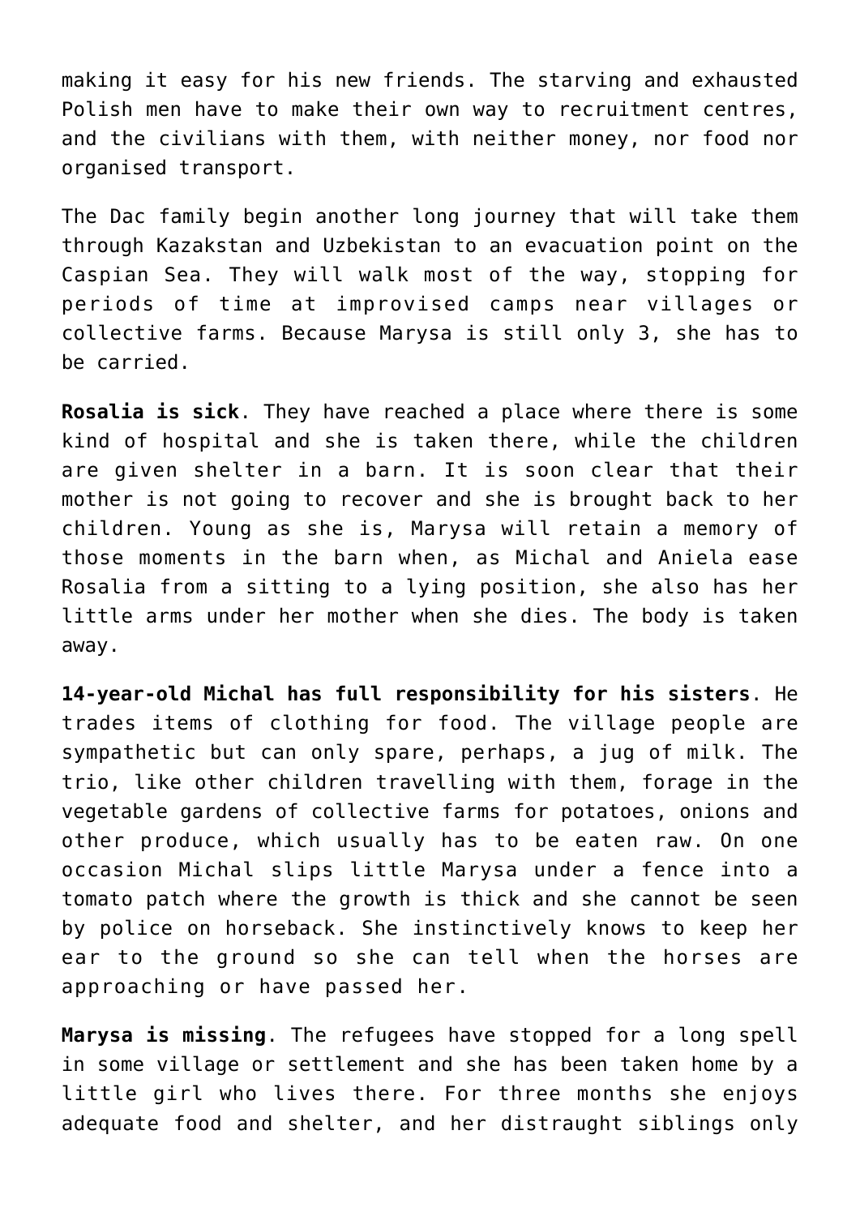making it easy for his new friends. The starving and exhausted Polish men have to make their own way to recruitment centres, and the civilians with them, with neither money, nor food nor organised transport.

The Dac family begin another long journey that will take them through Kazakstan and Uzbekistan to an evacuation point on the Caspian Sea. They will walk most of the way, stopping for periods of time at improvised camps near villages or collective farms. Because Marysa is still only 3, she has to be carried.

**Rosalia is sick**. They have reached a place where there is some kind of hospital and she is taken there, while the children are given shelter in a barn. It is soon clear that their mother is not going to recover and she is brought back to her children. Young as she is, Marysa will retain a memory of those moments in the barn when, as Michal and Aniela ease Rosalia from a sitting to a lying position, she also has her little arms under her mother when she dies. The body is taken away.

**14-year-old Michal has full responsibility for his sisters**. He trades items of clothing for food. The village people are sympathetic but can only spare, perhaps, a jug of milk. The trio, like other children travelling with them, forage in the vegetable gardens of collective farms for potatoes, onions and other produce, which usually has to be eaten raw. On one occasion Michal slips little Marysa under a fence into a tomato patch where the growth is thick and she cannot be seen by police on horseback. She instinctively knows to keep her ear to the ground so she can tell when the horses are approaching or have passed her.

**Marysa is missing**. The refugees have stopped for a long spell in some village or settlement and she has been taken home by a little girl who lives there. For three months she enjoys adequate food and shelter, and her distraught siblings only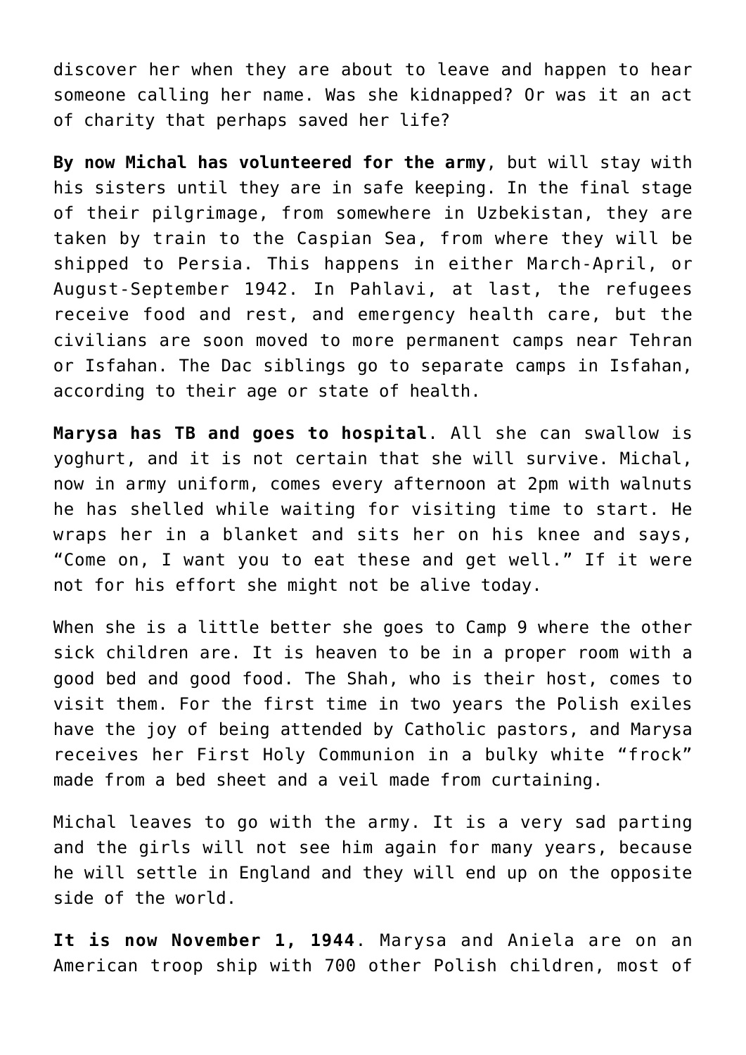discover her when they are about to leave and happen to hear someone calling her name. Was she kidnapped? Or was it an act of charity that perhaps saved her life?

**By now Michal has volunteered for the army**, but will stay with his sisters until they are in safe keeping. In the final stage of their pilgrimage, from somewhere in Uzbekistan, they are taken by train to the Caspian Sea, from where they will be shipped to Persia. This happens in either March-April, or August-September 1942. In Pahlavi, at last, the refugees receive food and rest, and emergency health care, but the civilians are soon moved to more permanent camps near Tehran or Isfahan. The Dac siblings go to separate camps in Isfahan, according to their age or state of health.

**Marysa has TB and goes to hospital**. All she can swallow is yoghurt, and it is not certain that she will survive. Michal, now in army uniform, comes every afternoon at 2pm with walnuts he has shelled while waiting for visiting time to start. He wraps her in a blanket and sits her on his knee and says, "Come on, I want you to eat these and get well." If it were not for his effort she might not be alive today.

When she is a little better she goes to Camp 9 where the other sick children are. It is heaven to be in a proper room with a good bed and good food. The Shah, who is their host, comes to visit them. For the first time in two years the Polish exiles have the joy of being attended by Catholic pastors, and Marysa receives her First Holy Communion in a bulky white "frock" made from a bed sheet and a veil made from curtaining.

Michal leaves to go with the army. It is a very sad parting and the girls will not see him again for many years, because he will settle in England and they will end up on the opposite side of the world.

**It is now November 1, 1944**. Marysa and Aniela are on an American troop ship with 700 other Polish children, most of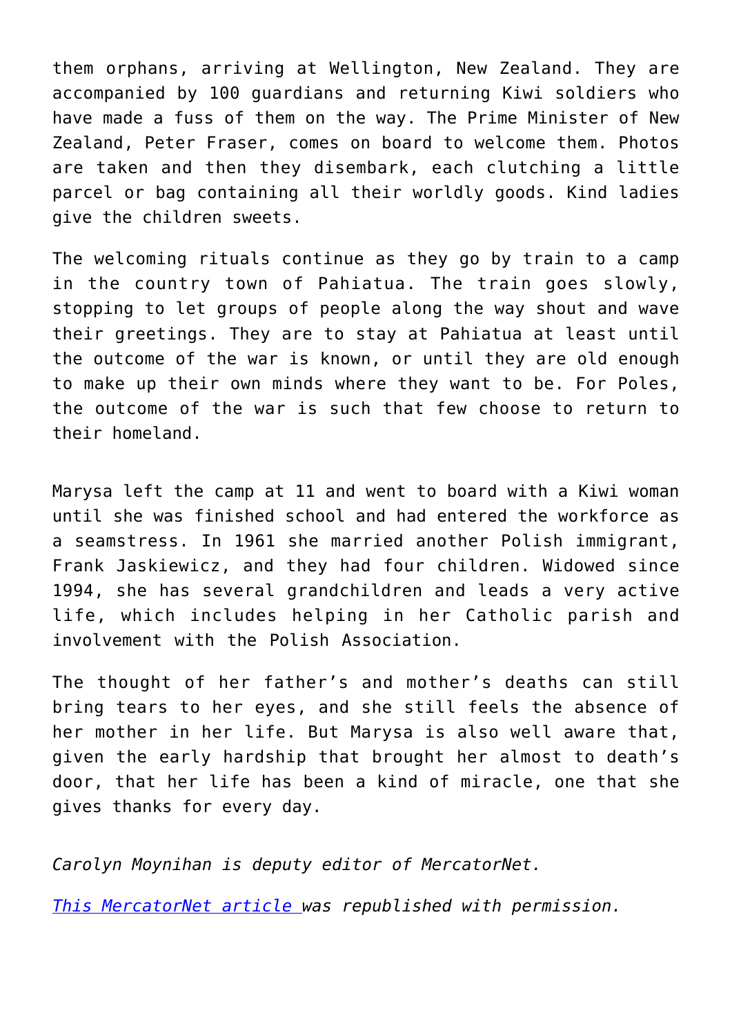them orphans, arriving at Wellington, New Zealand. They are accompanied by 100 guardians and returning Kiwi soldiers who have made a fuss of them on the way. The Prime Minister of New Zealand, Peter Fraser, comes on board to welcome them. Photos are taken and then they disembark, each clutching a little parcel or bag containing all their worldly goods. Kind ladies give the children sweets.

The welcoming rituals continue as they go by train to a camp in the country town of Pahiatua. The train goes slowly, stopping to let groups of people along the way shout and wave their greetings. They are to stay at Pahiatua at least until the outcome of the war is known, or until they are old enough to make up their own minds where they want to be. For Poles, the outcome of the war is such that few choose to return to their homeland.

Marysa left the camp at 11 and went to board with a Kiwi woman until she was finished school and had entered the workforce as a seamstress. In 1961 she married another Polish immigrant, Frank Jaskiewicz, and they had four children. Widowed since 1994, she has several grandchildren and leads a very active life, which includes helping in her Catholic parish and involvement with the Polish Association.

The thought of her father's and mother's deaths can still bring tears to her eyes, and she still feels the absence of her mother in her life. But Marysa is also well aware that, given the early hardship that brought her almost to death's door, that her life has been a kind of miracle, one that she gives thanks for every day.

*Carolyn Moynihan is deputy editor of MercatorNet.*

*[This MercatorNet article](#) was republished with permission.*